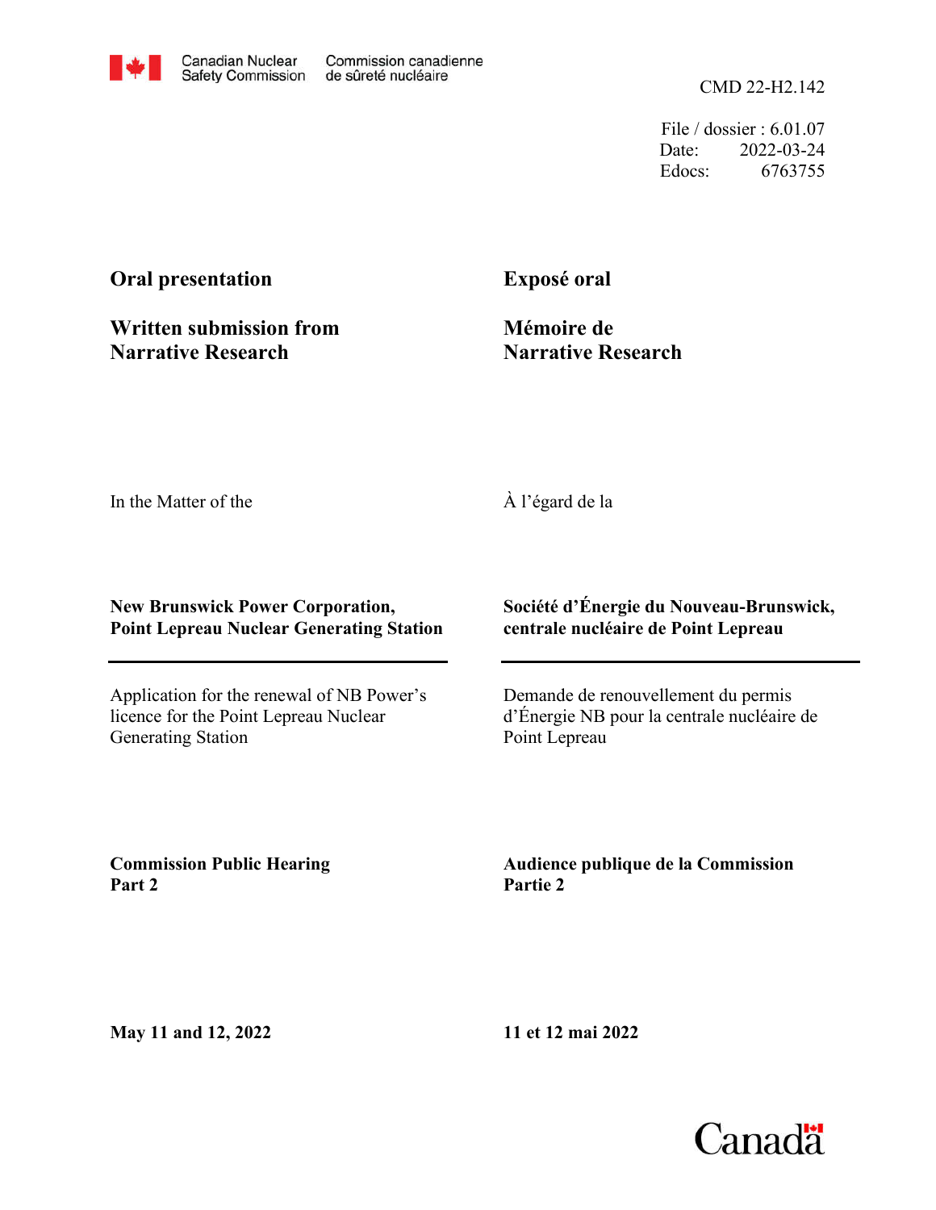Canadian Nuclear Safety Commission — Commission canadienne de sûreté nucléaire

CMD 22-H2.142

File / dossier : 6.01.07
Date: 2022-03-24
Edocs: 6763755

**Oral presentation**

**Written submission from Narrative Research**

**Exposé oral**

**Mémoire de Narrative Research**

In the Matter of the

À l'égard de la

**New Brunswick Power Corporation, Point Lepreau Nuclear Generating Station**

**Société d'Énergie du Nouveau-Brunswick, centrale nucléaire de Point Lepreau**

Application for the renewal of NB Power's licence for the Point Lepreau Nuclear Generating Station

Demande de renouvellement du permis d'Énergie NB pour la centrale nucléaire de Point Lepreau

**Commission Public Hearing Part 2**

**Audience publique de la Commission Partie 2**

**May 11 and 12, 2022**

**11 et 12 mai 2022**

Canada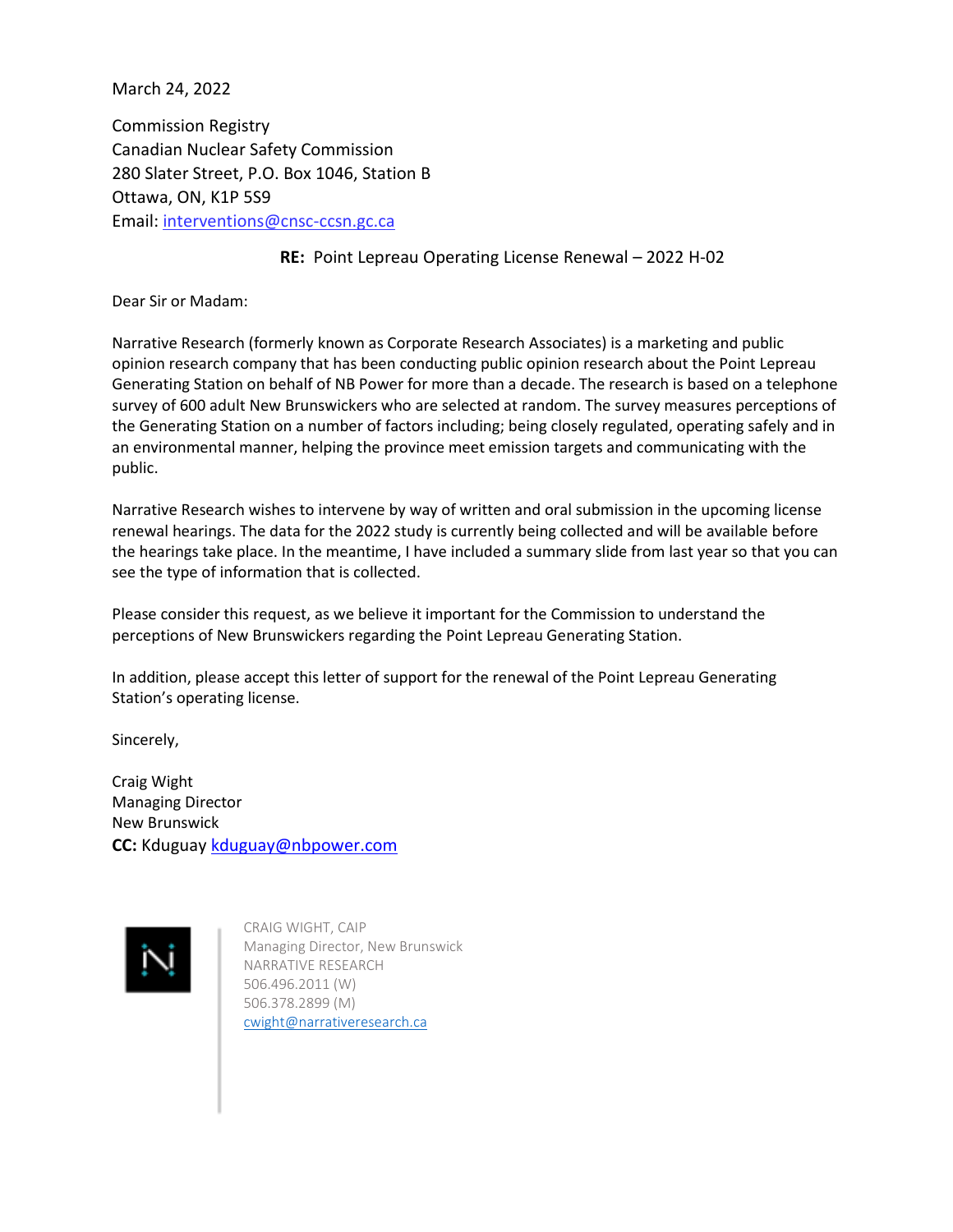March 24, 2022

Commission Registry
Canadian Nuclear Safety Commission
280 Slater Street, P.O. Box 1046, Station B
Ottawa, ON, K1P 5S9
Email: interventions@cnsc-ccsn.gc.ca

**RE:** Point Lepreau Operating License Renewal – 2022 H-02

Dear Sir or Madam:

Narrative Research (formerly known as Corporate Research Associates) is a marketing and public opinion research company that has been conducting public opinion research about the Point Lepreau Generating Station on behalf of NB Power for more than a decade. The research is based on a telephone survey of 600 adult New Brunswickers who are selected at random. The survey measures perceptions of the Generating Station on a number of factors including; being closely regulated, operating safely and in an environmental manner, helping the province meet emission targets and communicating with the public.

Narrative Research wishes to intervene by way of written and oral submission in the upcoming license renewal hearings. The data for the 2022 study is currently being collected and will be available before the hearings take place. In the meantime, I have included a summary slide from last year so that you can see the type of information that is collected.

Please consider this request, as we believe it important for the Commission to understand the perceptions of New Brunswickers regarding the Point Lepreau Generating Station.

In addition, please accept this letter of support for the renewal of the Point Lepreau Generating Station's operating license.

Sincerely,

Craig Wight
Managing Director
New Brunswick
**CC:** Kduguay kduguay@nbpower.com

CRAIG WIGHT, CAIP
Managing Director, New Brunswick
NARRATIVE RESEARCH
506.496.2011 (W)
506.378.2899 (M)
cwight@narrativeresearch.ca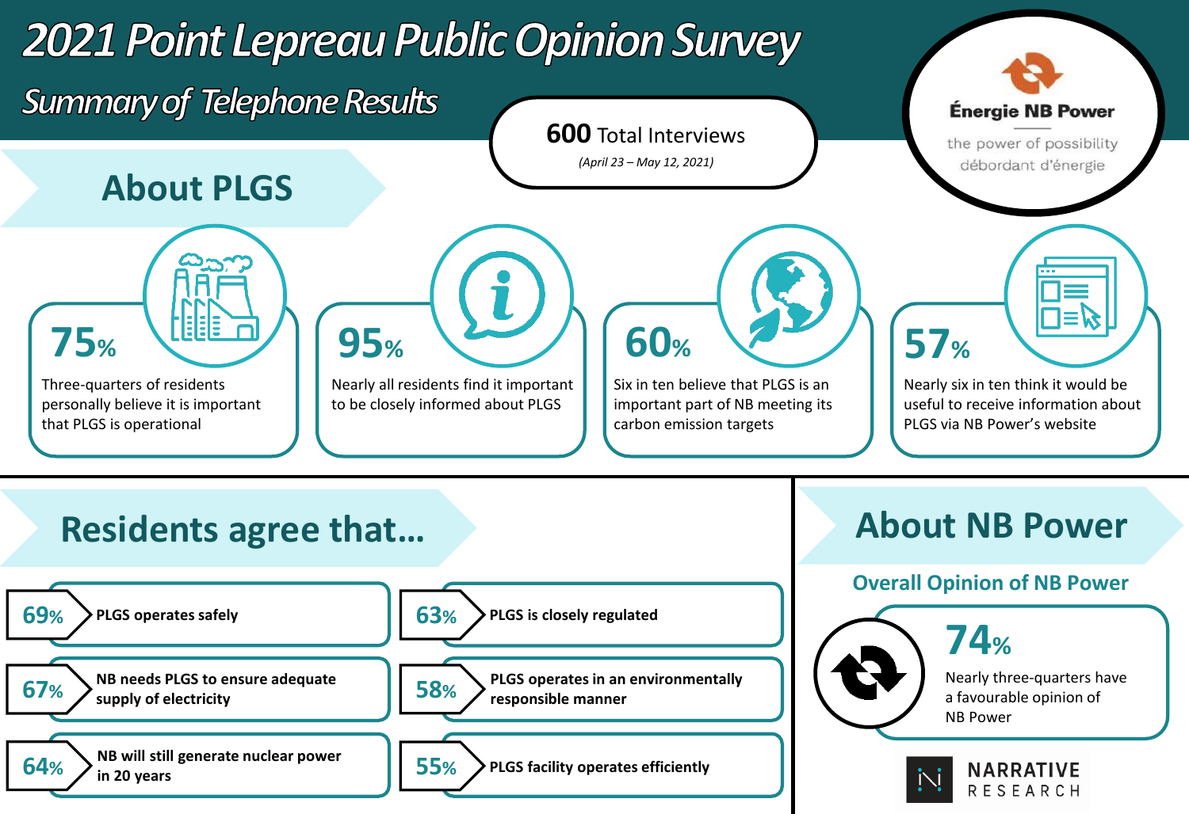# 2021 Point Lepreau Public Opinion Survey

## Summary of Telephone Results

**600** Total Interviews

*(April 23 – May 12, 2021)*

Énergie NB Power

the power of possibility

débordant d'énergie

## About PLGS

**75%**

Three-quarters of residents personally believe it is important that PLGS is operational

**95%**

Nearly all residents find it important to be closely informed about PLGS

**60%**

Six in ten believe that PLGS is an important part of NB meeting its carbon emission targets

**57%**

Nearly six in ten think it would be useful to receive information about PLGS via NB Power's website

## Residents agree that…

- **69%** — **PLGS operates safely**
- **67%** — **NB needs PLGS to ensure adequate supply of electricity**
- **64%** — **NB will still generate nuclear power in 20 years**
- **63%** — **PLGS is closely regulated**
- **58%** — **PLGS operates in an environmentally responsible manner**
- **55%** — **PLGS facility operates efficiently**

## About NB Power

### Overall Opinion of NB Power

**74%**

Nearly three-quarters have a favourable opinion of NB Power

NARRATIVE RESEARCH